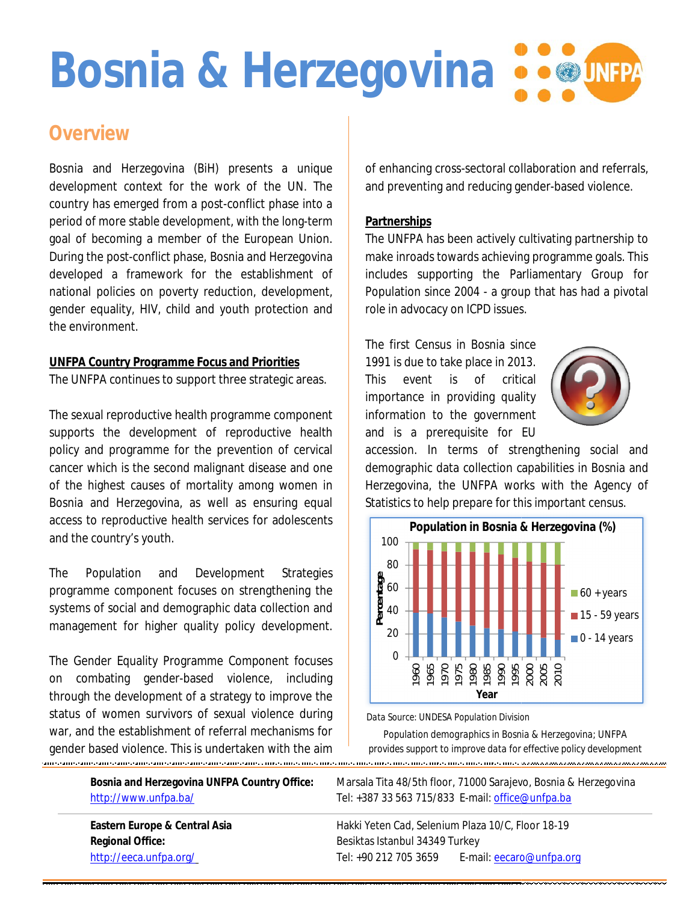# Bosnia & Herzegovina

## Overview

Bosnia and Herzegovina (BiH) presents a unique development context for the work of the UN. The country has emerged from a post-conflict phase into a period of more stable development, with the long-term goal of becoming a member of the European Union. During the post-conflict phase, Bosnia and Herzegovina developed a framework for the establishment of national policies on poverty reduction, development, gender equality, HIV, child and youth protection and the environment.

**UNFPA Country Programme Focus and Priorities**

The UNFPA continues to support three strategic areas.

The sexual reproductive health programme component supports the development of reproductive health policy and programme for the prevention of cervical cancer which is the second malignant disease and one of the highest causes of mortality among women in Bosnia and Herzegovina, as well as ensuring equal access to reproductive health services for adolescents and the country's youth.

The Population and Development Strategies programme component focuses on strengthening the systems of social and demographic data collection and management for higher quality policy development.

The Gender Equality Programme Component focuses on combating gender-based violence, including through the development of a strategy to improve the status of women survivors of sexual violence during war, and the establishment of referral mechanisms for gender based violence. This is undertaken with the aim of enhancing cross-sectoral collaboration and referrals, and preventing and reducing gender-based violence.

**Partnerships**

The UNFPA has been actively cultivating partnership to make inroads towards achieving programme goals. This includes supporting the Parliamentary Group for Population since 2004 - a group that has had a pivotal role in advocacy on ICPD issues.

The first Census in Bosnia since 1991 is due to take place in 2013. This event is of critical importance in providing quality information to the government and is a prerequisite for EU accession. In terms of strengthening social and demographic data collection capabilities in Bosnia and Herzegovina, the UNFPA works with the Agency of Statistics to help prepare for this important census.

Data Source: UNDESA Population Division

Population demographics in Bosnia & Herzegovina; UNFPA provides support to improve data for effective policy development

---

**Bosnia and Herzegovina UNFPA Country Office:** http://www.unfpa.ba/

Marsala Tita 48/5th floor, 71000 Sarajevo, Bosnia & Herzegovina
Tel: +387 33 563 715/833 E-mail: office@unfpa.ba

**Eastern Europe & Central Asia Regional Office:** http://eeca.unfpa.org/

Hakki Yeten Cad, Selenium Plaza 10/C, Floor 18-19
Besiktas Istanbul 34349 Turkey
Tel: +90 212 705 3659 E-mail: eecaro@unfpa.org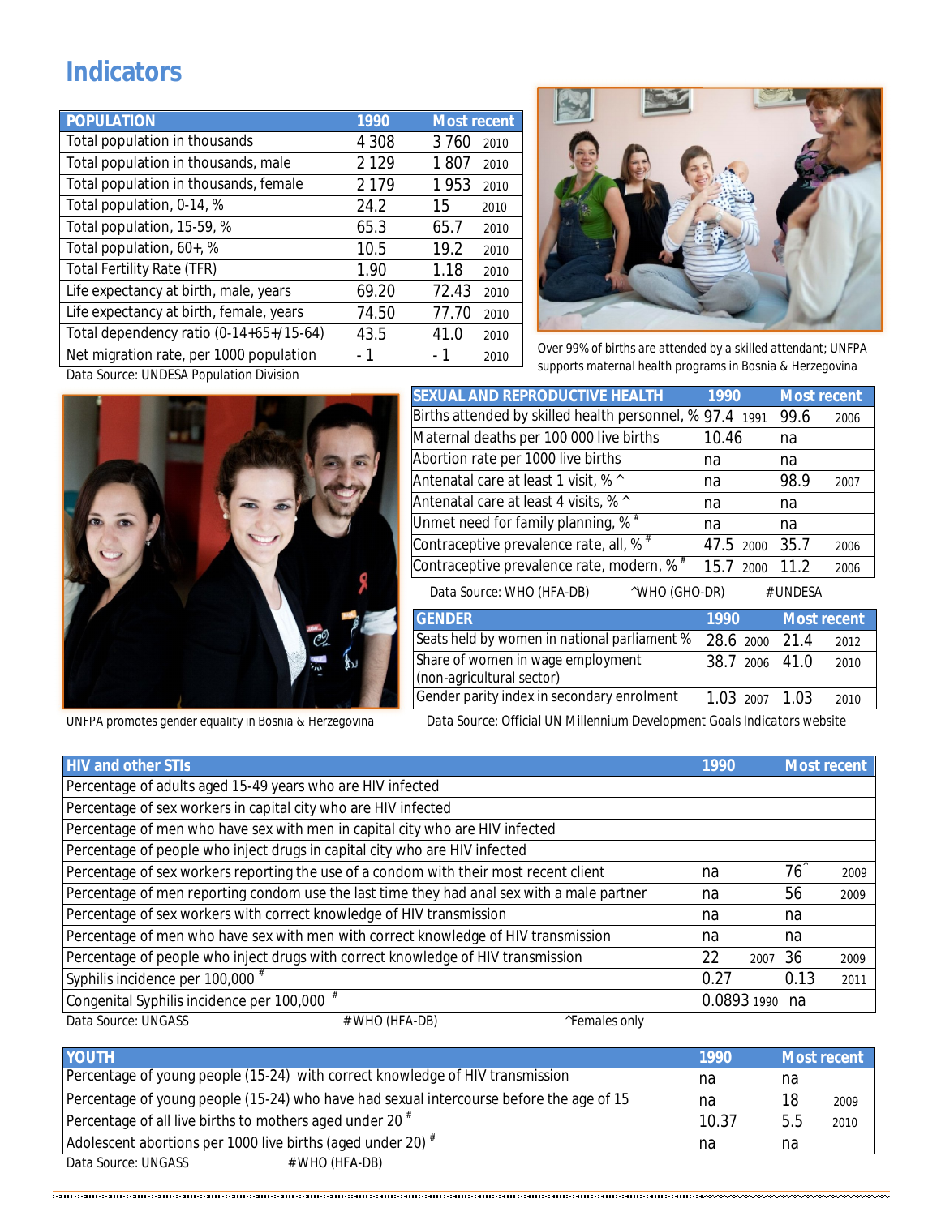# Indicators

| POPULATION | 1990 | Most recent | |
|---|---|---|---|
| Total population in thousands | 4 308 | 3 760 | 2010 |
| Total population in thousands, male | 2 129 | 1 807 | 2010 |
| Total population in thousands, female | 2 179 | 1 953 | 2010 |
| Total population, 0-14, % | 24.2 | 15 | 2010 |
| Total population, 15-59, % | 65.3 | 65.7 | 2010 |
| Total population, 60+, % | 10.5 | 19.2 | 2010 |
| Total Fertility Rate (TFR) | 1.90 | 1.18 | 2010 |
| Life expectancy at birth, male, years | 69.20 | 72.43 | 2010 |
| Life expectancy at birth, female, years | 74.50 | 77.70 | 2010 |
| Total dependency ratio (0-14+65+/15-64) | 43.5 | 41.0 | 2010 |
| Net migration rate, per 1000 population | - 1 | - 1 | 2010 |

Data Source: UNDESA Population Division

Over 99% of births are attended by a skilled attendant; UNFPA supports maternal health programs in Bosnia & Herzegovina

| SEXUAL AND REPRODUCTIVE HEALTH | 1990 | | Most recent | |
|---|---|---|---|---|
| Births attended by skilled health personnel, % | 97.4 | 1991 | 99.6 | 2006 |
| Maternal deaths per 100 000 live births | 10.46 | | na | |
| Abortion rate per 1000 live births | na | | na | |
| Antenatal care at least 1 visit, % ^ | na | | 98.9 | 2007 |
| Antenatal care at least 4 visits, % ^ | na | | na | |
| Unmet need for family planning, % # | na | | na | |
| Contraceptive prevalence rate, all, % # | 47.5 | 2000 | 35.7 | 2006 |
| Contraceptive prevalence rate, modern, % # | 15.7 | 2000 | 11.2 | 2006 |

Data Source: WHO (HFA-DB) ^WHO (GHO-DR) # UNDESA

| GENDER | 1990 | | Most recent | |
|---|---|---|---|---|
| Seats held by women in national parliament % | 28.6 | 2000 | 21.4 | 2012 |
| Share of women in wage employment (non-agricultural sector) | 38.7 | 2006 | 41.0 | 2010 |
| Gender parity index in secondary enrolment | 1.03 | 2007 | 1.03 | 2010 |

UNFPA promotes gender equality in Bosnia & Herzegovina

Data Source: Official UN Millennium Development Goals Indicators website

| HIV and other STIs | 1990 | | Most recent | |
|---|---|---|---|---|
| Percentage of adults aged 15-49 years who are HIV infected | | | | |
| Percentage of sex workers in capital city who are HIV infected | | | | |
| Percentage of men who have sex with men in capital city who are HIV infected | | | | |
| Percentage of people who inject drugs in capital city who are HIV infected | | | | |
| Percentage of sex workers reporting the use of a condom with their most recent client | na | | 76^ | 2009 |
| Percentage of men reporting condom use the last time they had anal sex with a male partner | na | | 56 | 2009 |
| Percentage of sex workers with correct knowledge of HIV transmission | na | | na | |
| Percentage of men who have sex with men with correct knowledge of HIV transmission | na | | na | |
| Percentage of people who inject drugs with correct knowledge of HIV transmission | 22 | 2007 | 36 | 2009 |
| Syphilis incidence per 100,000 # | 0.27 | | 0.13 | 2011 |
| Congenital Syphilis incidence per 100,000 # | 0.0893 | 1990 | na | |

Data Source: UNGASS # WHO (HFA-DB) ^Females only

| YOUTH | 1990 | Most recent | |
|---|---|---|---|
| Percentage of young people (15-24) with correct knowledge of HIV transmission | na | na | |
| Percentage of young people (15-24) who have had sexual intercourse before the age of 15 | na | 18 | 2009 |
| Percentage of all live births to mothers aged under 20 # | 10.37 | 5.5 | 2010 |
| Adolescent abortions per 1000 live births (aged under 20) # | na | na | |

Data Source: UNGASS # WHO (HFA-DB)